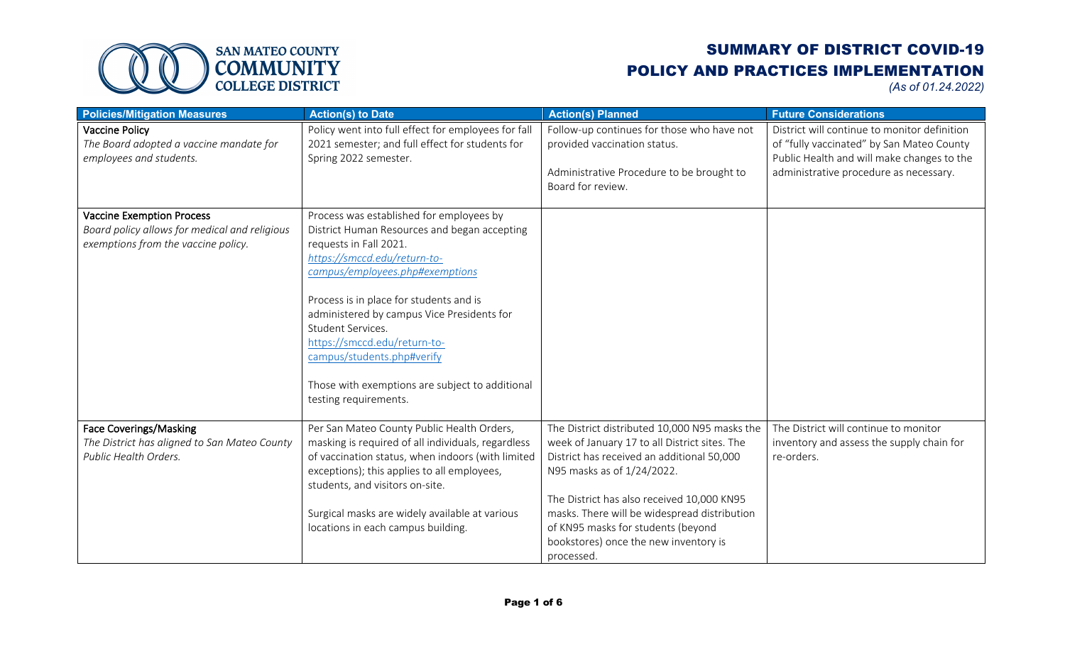SAN MATEO COUNTY
COMMUNITY
COLLEGE DISTRICT

# SUMMARY OF DISTRICT COVID-19 POLICY AND PRACTICES IMPLEMENTATION

*(As of 01.24.2022)*

| Policies/Mitigation Measures | Action(s) to Date | Action(s) Planned | Future Considerations |
|---|---|---|---|
| Vaccine Policy<br>*The Board adopted a vaccine mandate for employees and students.* | Policy went into full effect for employees for fall 2021 semester; and full effect for students for Spring 2022 semester. | Follow-up continues for those who have not provided vaccination status.<br><br>Administrative Procedure to be brought to Board for review. | District will continue to monitor definition of "fully vaccinated" by San Mateo County Public Health and will make changes to the administrative procedure as necessary. |
| Vaccine Exemption Process<br>*Board policy allows for medical and religious exemptions from the vaccine policy.* | Process was established for employees by District Human Resources and began accepting requests in Fall 2021.<br>*https://smccd.edu/return-to-campus/employees.php#exemptions*<br><br>Process is in place for students and is administered by campus Vice Presidents for Student Services.<br>https://smccd.edu/return-to-campus/students.php#verify<br><br>Those with exemptions are subject to additional testing requirements. | | |
| Face Coverings/Masking<br>*The District has aligned to San Mateo County Public Health Orders.* | Per San Mateo County Public Health Orders, masking is required of all individuals, regardless of vaccination status, when indoors (with limited exceptions); this applies to all employees, students, and visitors on-site.<br><br>Surgical masks are widely available at various locations in each campus building. | The District distributed 10,000 N95 masks the week of January 17 to all District sites. The District has received an additional 50,000 N95 masks as of 1/24/2022.<br><br>The District has also received 10,000 KN95 masks. There will be widespread distribution of KN95 masks for students (beyond bookstores) once the new inventory is processed. | The District will continue to monitor inventory and assess the supply chain for re-orders. |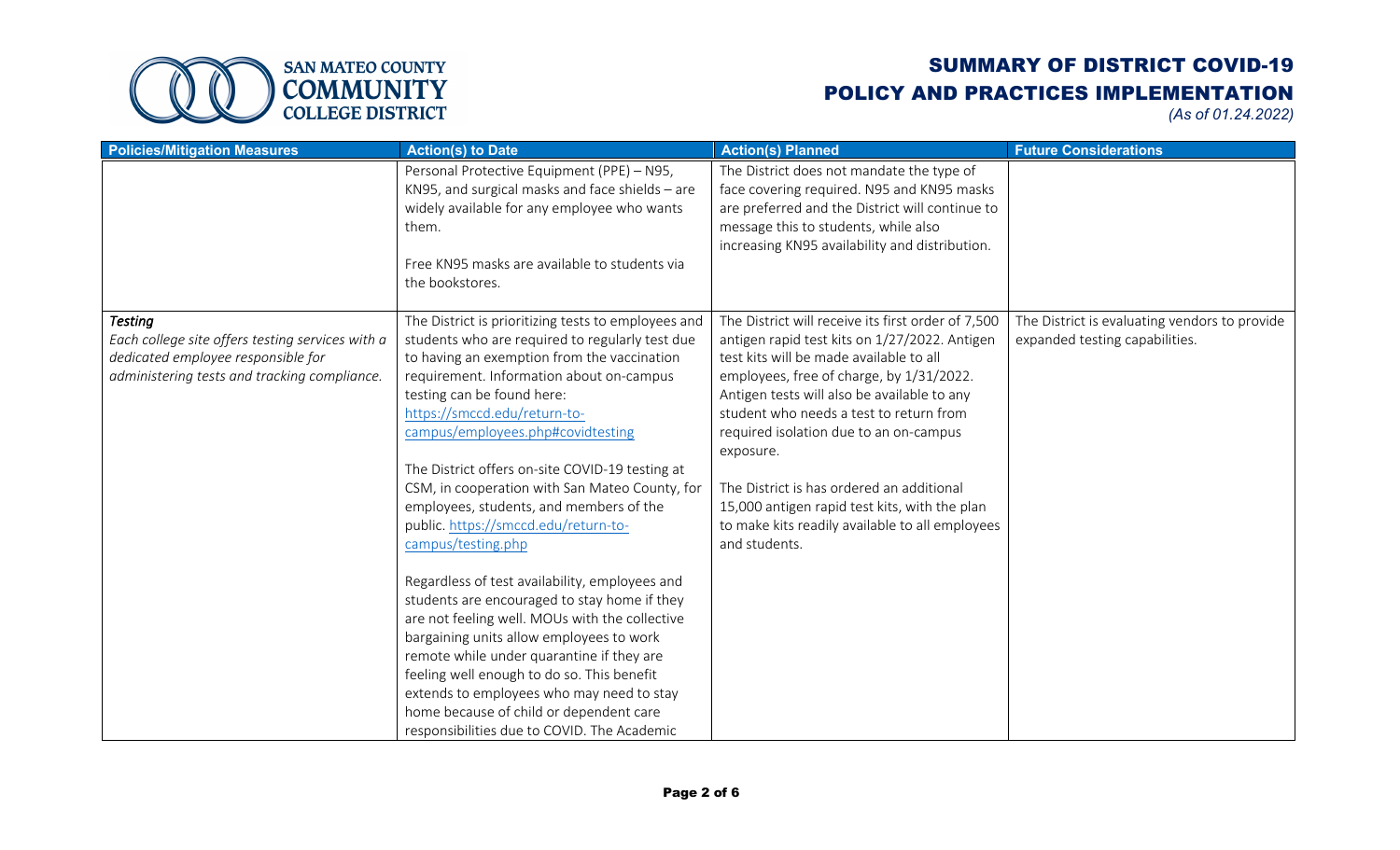| Policies/Mitigation Measures | Action(s) to Date | Action(s) Planned | Future Considerations |
|---|---|---|---|
| | Personal Protective Equipment (PPE) – N95, KN95, and surgical masks and face shields – are widely available for any employee who wants them.<br><br>Free KN95 masks are available to students via the bookstores. | The District does not mandate the type of face covering required. N95 and KN95 masks are preferred and the District will continue to message this to students, while also increasing KN95 availability and distribution. | |
| ***Testing***<br>*Each college site offers testing services with a dedicated employee responsible for administering tests and tracking compliance.* | The District is prioritizing tests to employees and students who are required to regularly test due to having an exemption from the vaccination requirement. Information about on-campus testing can be found here: https://smccd.edu/return-to-campus/employees.php#covidtesting<br><br>The District offers on-site COVID-19 testing at CSM, in cooperation with San Mateo County, for employees, students, and members of the public. https://smccd.edu/return-to-campus/testing.php<br><br>Regardless of test availability, employees and students are encouraged to stay home if they are not feeling well. MOUs with the collective bargaining units allow employees to work remote while under quarantine if they are feeling well enough to do so. This benefit extends to employees who may need to stay home because of child or dependent care responsibilities due to COVID. The Academic | The District will receive its first order of 7,500 antigen rapid test kits on 1/27/2022. Antigen test kits will be made available to all employees, free of charge, by 1/31/2022. Antigen tests will also be available to any student who needs a test to return from required isolation due to an on-campus exposure.<br><br>The District is has ordered an additional 15,000 antigen rapid test kits, with the plan to make kits readily available to all employees and students. | The District is evaluating vendors to provide expanded testing capabilities. |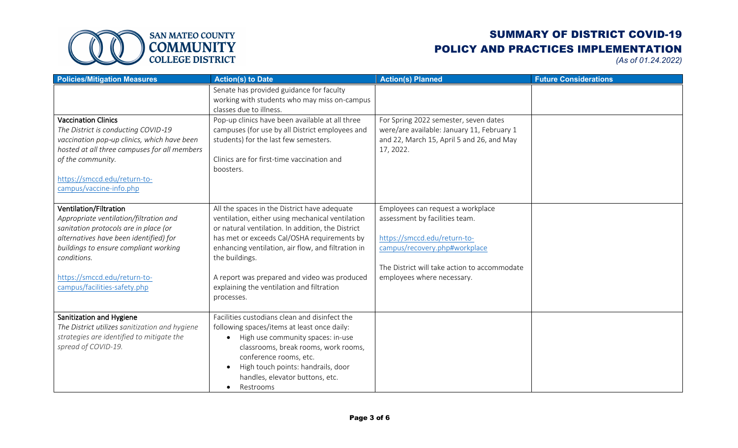# SUMMARY OF DISTRICT COVID-19 POLICY AND PRACTICES IMPLEMENTATION

*(As of 01.24.2022)*

| Policies/Mitigation Measures | Action(s) to Date | Action(s) Planned | Future Considerations |
|---|---|---|---|
| | Senate has provided guidance for faculty working with students who may miss on-campus classes due to illness. | | |
| **Vaccination Clinics**<br>*The District is conducting COVID-19 vaccination pop-up clinics, which have been hosted at all three campuses for all members of the community.*<br><br>https://smccd.edu/return-to-campus/vaccine-info.php | Pop-up clinics have been available at all three campuses (for use by all District employees and students) for the last few semesters.<br><br>Clinics are for first-time vaccination and boosters. | For Spring 2022 semester, seven dates were/are available: January 11, February 1 and 22, March 15, April 5 and 26, and May 17, 2022. | |
| **Ventilation/Filtration**<br>*Appropriate ventilation/filtration and sanitation protocols are in place (or alternatives have been identified) for buildings to ensure compliant working conditions.*<br><br>https://smccd.edu/return-to-campus/facilities-safety.php | All the spaces in the District have adequate ventilation, either using mechanical ventilation or natural ventilation. In addition, the District has met or exceeds Cal/OSHA requirements by enhancing ventilation, air flow, and filtration in the buildings.<br><br>A report was prepared and video was produced explaining the ventilation and filtration processes. | Employees can request a workplace assessment by facilities team.<br><br>https://smccd.edu/return-to-campus/recovery.php#workplace<br><br>The District will take action to accommodate employees where necessary. | |
| **Sanitization and Hygiene**<br>*The District utilizes sanitization and hygiene strategies are identified to mitigate the spread of COVID-19.* | Facilities custodians clean and disinfect the following spaces/items at least once daily:<br>• High use community spaces: in-use classrooms, break rooms, work rooms, conference rooms, etc.<br>• High touch points: handrails, door handles, elevator buttons, etc.<br>• Restrooms | | |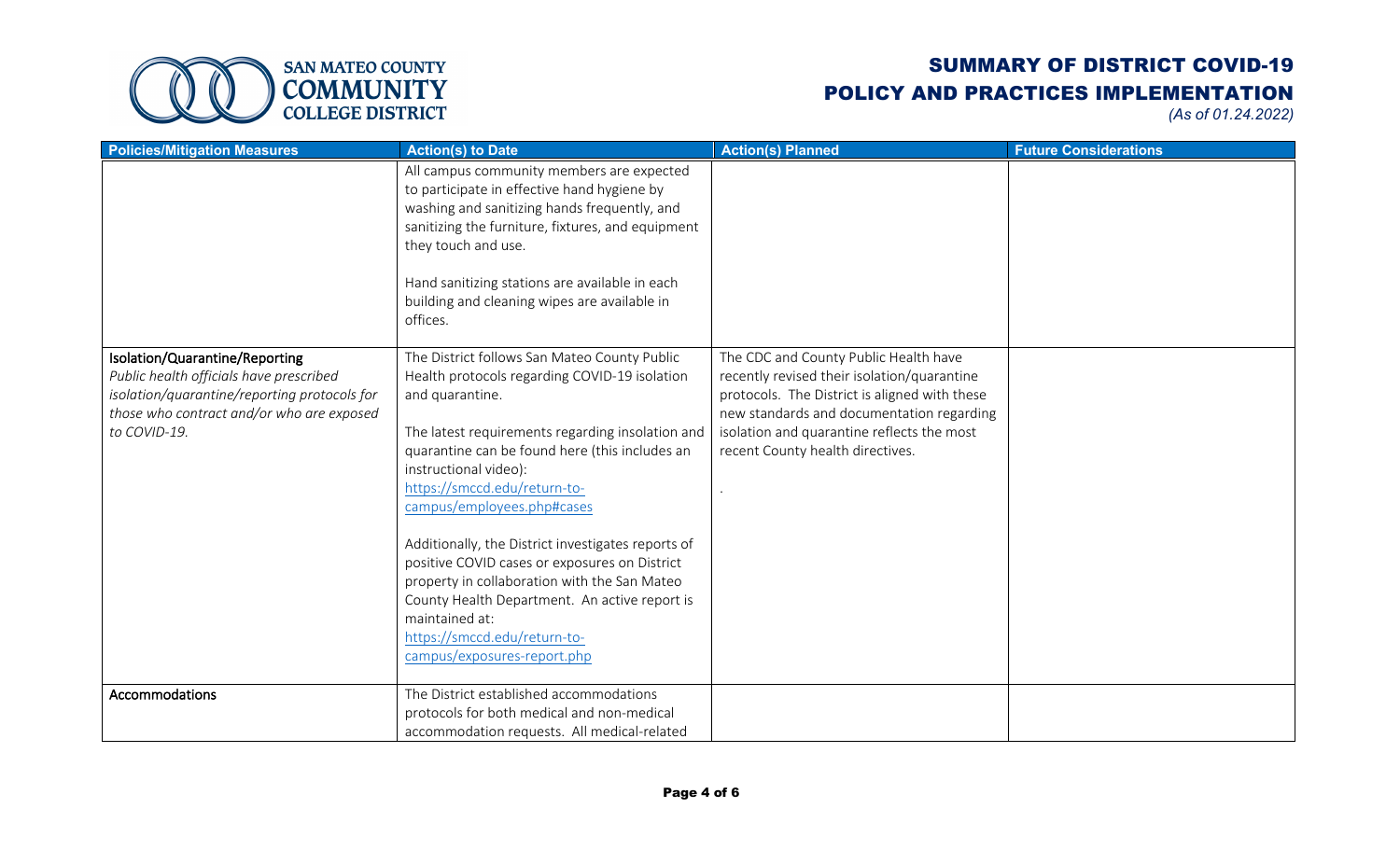| Policies/Mitigation Measures | Action(s) to Date | Action(s) Planned | Future Considerations |
|---|---|---|---|
| | All campus community members are expected to participate in effective hand hygiene by washing and sanitizing hands frequently, and sanitizing the furniture, fixtures, and equipment they touch and use.<br><br>Hand sanitizing stations are available in each building and cleaning wipes are available in offices. | | |
| **Isolation/Quarantine/Reporting**<br>*Public health officials have prescribed isolation/quarantine/reporting protocols for those who contract and/or who are exposed to COVID-19.* | The District follows San Mateo County Public Health protocols regarding COVID-19 isolation and quarantine.<br><br>The latest requirements regarding insolation and quarantine can be found here (this includes an instructional video): https://smccd.edu/return-to-campus/employees.php#cases<br><br>Additionally, the District investigates reports of positive COVID cases or exposures on District property in collaboration with the San Mateo County Health Department. An active report is maintained at: https://smccd.edu/return-to-campus/exposures-report.php | The CDC and County Public Health have recently revised their isolation/quarantine protocols. The District is aligned with these new standards and documentation regarding isolation and quarantine reflects the most recent County health directives.<br><br>. | |
| **Accommodations** | The District established accommodations protocols for both medical and non-medical accommodation requests. All medical-related | | |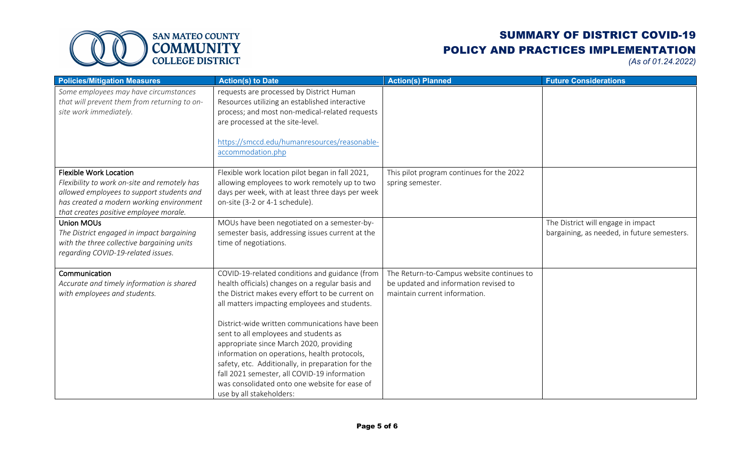# SUMMARY OF DISTRICT COVID-19 POLICY AND PRACTICES IMPLEMENTATION

*(As of 01.24.2022)*

| Policies/Mitigation Measures | Action(s) to Date | Action(s) Planned | Future Considerations |
|---|---|---|---|
| *Some employees may have circumstances that will prevent them from returning to on-site work immediately.* | requests are processed by District Human Resources utilizing an established interactive process; and most non-medical-related requests are processed at the site-level.<br><br>https://smccd.edu/humanresources/reasonable-accommodation.php | | |
| **Flexible Work Location**<br>*Flexibility to work on-site and remotely has allowed employees to support students and has created a modern working environment that creates positive employee morale.* | Flexible work location pilot began in fall 2021, allowing employees to work remotely up to two days per week, with at least three days per week on-site (3-2 or 4-1 schedule). | This pilot program continues for the 2022 spring semester. | |
| **Union MOUs**<br>*The District engaged in impact bargaining with the three collective bargaining units regarding COVID-19-related issues.* | MOUs have been negotiated on a semester-by-semester basis, addressing issues current at the time of negotiations. | | The District will engage in impact bargaining, as needed, in future semesters. |
| **Communication**<br>*Accurate and timely information is shared with employees and students.* | COVID-19-related conditions and guidance (from health officials) changes on a regular basis and the District makes every effort to be current on all matters impacting employees and students.<br><br>District-wide written communications have been sent to all employees and students as appropriate since March 2020, providing information on operations, health protocols, safety, etc. Additionally, in preparation for the fall 2021 semester, all COVID-19 information was consolidated onto one website for ease of use by all stakeholders: | The Return-to-Campus website continues to be updated and information revised to maintain current information. | |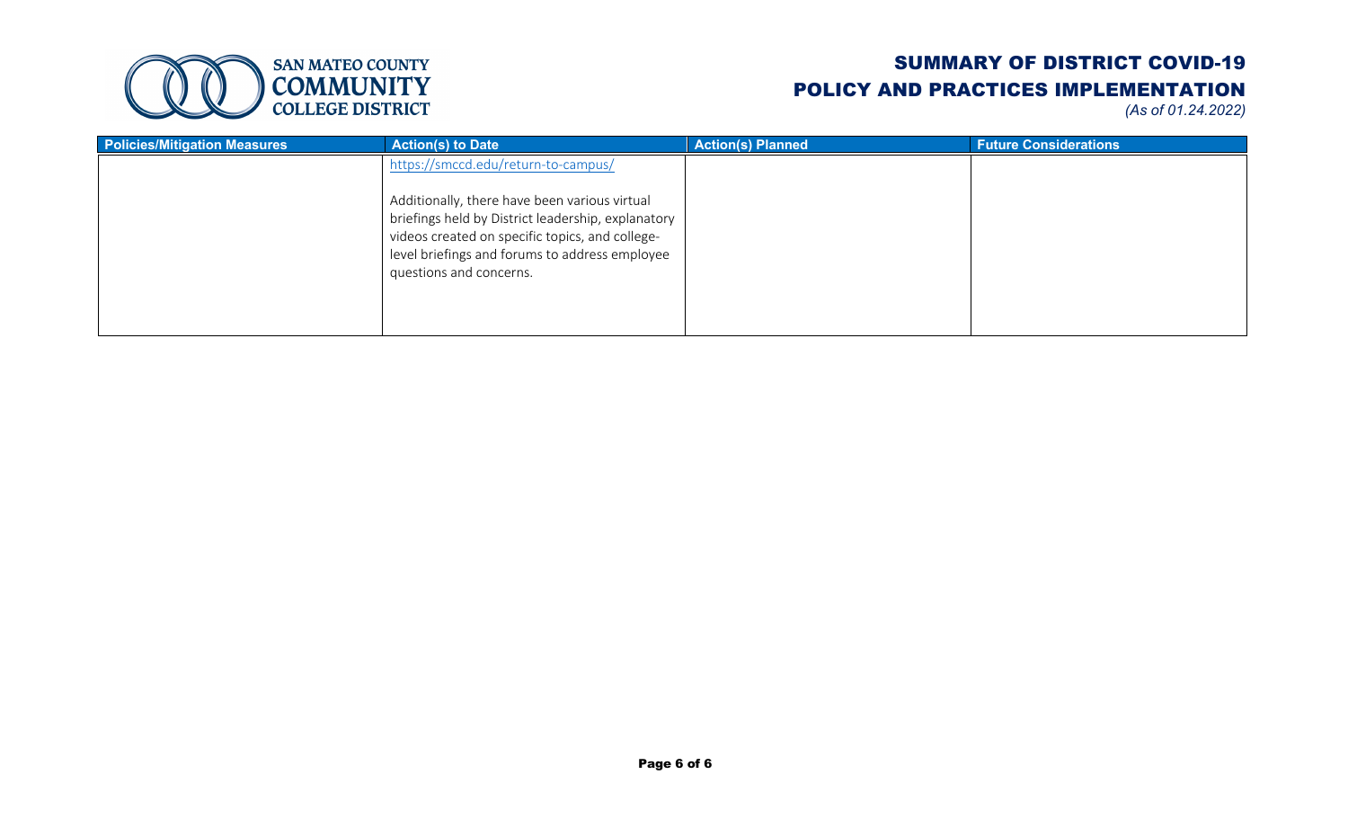| Policies/Mitigation Measures | Action(s) to Date | Action(s) Planned | Future Considerations |
| --- | --- | --- | --- |
| | https://smccd.edu/return-to-campus/<br><br>Additionally, there have been various virtual briefings held by District leadership, explanatory videos created on specific topics, and college-level briefings and forums to address employee questions and concerns. | | |